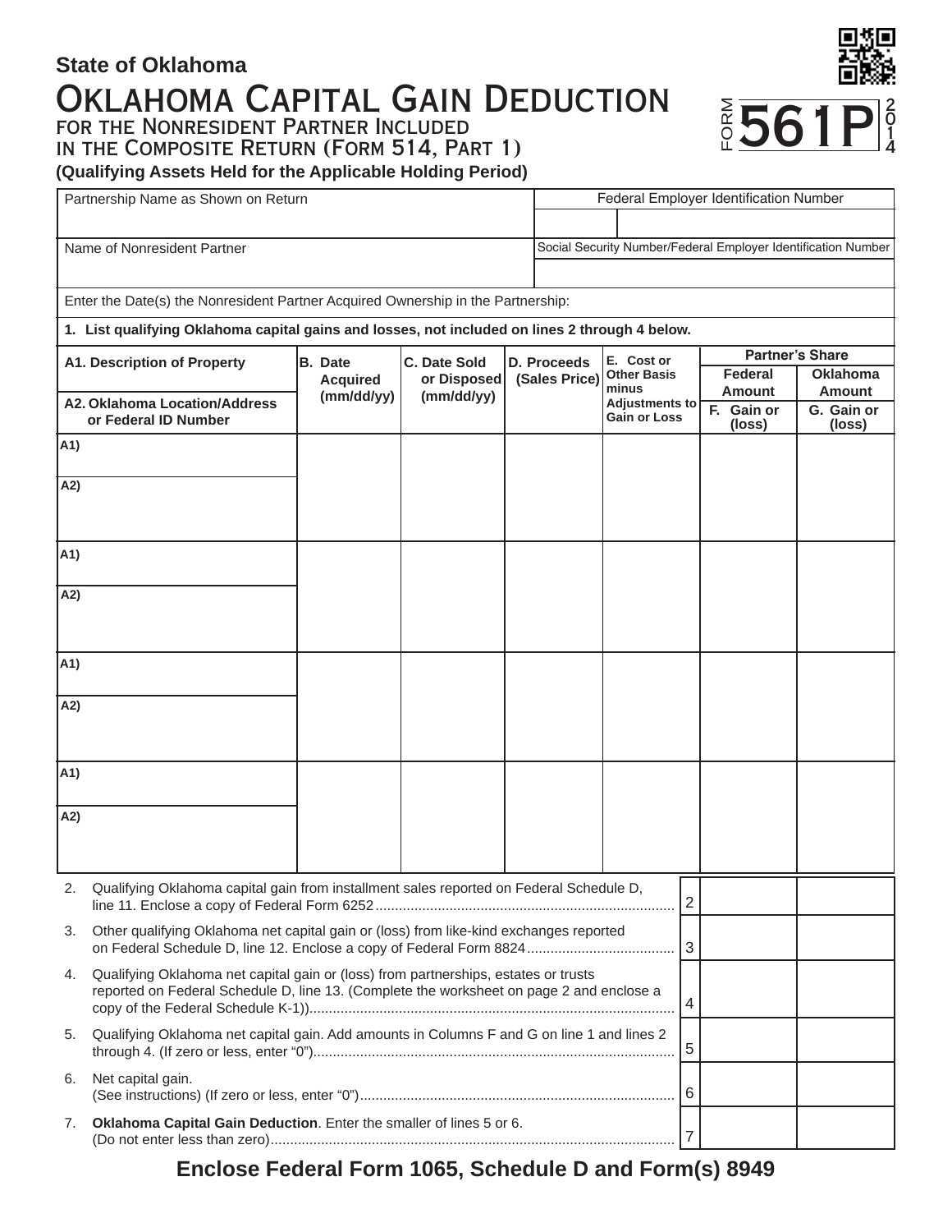State of Oklahoma

# Oklahoma Capital Gain Deduction

## for the Nonresident Partner Included in the Composite Return (Form 514, Part 1)

**(Qualifying Assets Held for the Applicable Holding Period)**

FORM **561P** 2014

| Partnership Name as Shown on Return | Federal Employer Identification Number |
|---|---|
| | |
| **Name of Nonresident Partner** | **Social Security Number/Federal Employer Identification Number** |
| | |

Enter the Date(s) the Nonresident Partner Acquired Ownership in the Partnership:

**1. List qualifying Oklahoma capital gains and losses, not included on lines 2 through 4 below.**

| A1. Description of Property / A2. Oklahoma Location/Address or Federal ID Number | B. Date Acquired (mm/dd/yy) | C. Date Sold or Disposed (mm/dd/yy) | D. Proceeds (Sales Price) | E. Cost or Other Basis minus Adjustments to Gain or Loss | Partner's Share: Federal Amount F. Gain or (loss) | Partner's Share: Oklahoma Amount G. Gain or (loss) |
|---|---|---|---|---|---|---|
| A1) | | | | | | |
| A2) | | | | | | |
| A1) | | | | | | |
| A2) | | | | | | |
| A1) | | | | | | |
| A2) | | | | | | |
| A1) | | | | | | |
| A2) | | | | | | |

| Line | Description | | Federal Amount | Oklahoma Amount |
|---|---|---|---|---|
| 2. | Qualifying Oklahoma capital gain from installment sales reported on Federal Schedule D, line 11. Enclose a copy of Federal Form 6252 | 2 | | |
| 3. | Other qualifying Oklahoma net capital gain or (loss) from like-kind exchanges reported on Federal Schedule D, line 12. Enclose a copy of Federal Form 8824 | 3 | | |
| 4. | Qualifying Oklahoma net capital gain or (loss) from partnerships, estates or trusts reported on Federal Schedule D, line 13. (Complete the worksheet on page 2 and enclose a copy of the Federal Schedule K-1)) | 4 | | |
| 5. | Qualifying Oklahoma net capital gain. Add amounts in Columns F and G on line 1 and lines 2 through 4. (If zero or less, enter "0") | 5 | | |
| 6. | Net capital gain. (See instructions) (If zero or less, enter "0") | 6 | | |
| 7. | **Oklahoma Capital Gain Deduction**. Enter the smaller of lines 5 or 6. (Do not enter less than zero) | 7 | | |

**Enclose Federal Form 1065, Schedule D and Form(s) 8949**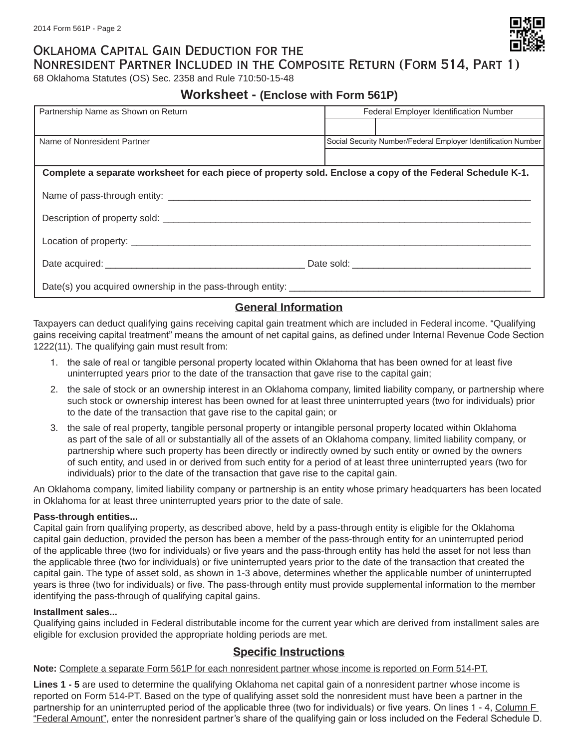# Oklahoma Capital Gain Deduction for the Nonresident Partner Included in the Composite Return (Form 514, Part 1)

68 Oklahoma Statutes (OS) Sec. 2358 and Rule 710:50-15-48

## Worksheet - (Enclose with Form 561P)

| Partnership Name as Shown on Return | Federal Employer Identification Number |
|---|---|
| | |
| **Name of Nonresident Partner** | **Social Security Number/Federal Employer Identification Number** |
| | |

**Complete a separate worksheet for each piece of property sold. Enclose a copy of the Federal Schedule K-1.**

Name of pass-through entity: ____________________

Description of property sold: ____________________

Location of property: ____________________

Date acquired: ____________________ Date sold: ____________________

Date(s) you acquired ownership in the pass-through entity: ____________________

## General Information

Taxpayers can deduct qualifying gains receiving capital gain treatment which are included in Federal income. "Qualifying gains receiving capital treatment" means the amount of net capital gains, as defined under Internal Revenue Code Section 1222(11). The qualifying gain must result from:

1. the sale of real or tangible personal property located within Oklahoma that has been owned for at least five uninterrupted years prior to the date of the transaction that gave rise to the capital gain;
2. the sale of stock or an ownership interest in an Oklahoma company, limited liability company, or partnership where such stock or ownership interest has been owned for at least three uninterrupted years (two for individuals) prior to the date of the transaction that gave rise to the capital gain; or
3. the sale of real property, tangible personal property or intangible personal property located within Oklahoma as part of the sale of all or substantially all of the assets of an Oklahoma company, limited liability company, or partnership where such property has been directly or indirectly owned by such entity or owned by the owners of such entity, and used in or derived from such entity for a period of at least three uninterrupted years (two for individuals) prior to the date of the transaction that gave rise to the capital gain.

An Oklahoma company, limited liability company or partnership is an entity whose primary headquarters has been located in Oklahoma for at least three uninterrupted years prior to the date of sale.

**Pass-through entities...**
Capital gain from qualifying property, as described above, held by a pass-through entity is eligible for the Oklahoma capital gain deduction, provided the person has been a member of the pass-through entity for an uninterrupted period of the applicable three (two for individuals) or five years and the pass-through entity has held the asset for not less than the applicable three (two for individuals) or five uninterrupted years prior to the date of the transaction that created the capital gain. The type of asset sold, as shown in 1-3 above, determines whether the applicable number of uninterrupted years is three (two for individuals) or five. The pass-through entity must provide supplemental information to the member identifying the pass-through of qualifying capital gains.

**Installment sales...**
Qualifying gains included in Federal distributable income for the current year which are derived from installment sales are eligible for exclusion provided the appropriate holding periods are met.

## Specific Instructions

**Note:** Complete a separate Form 561P for each nonresident partner whose income is reported on Form 514-PT.

**Lines 1 - 5** are used to determine the qualifying Oklahoma net capital gain of a nonresident partner whose income is reported on Form 514-PT. Based on the type of qualifying asset sold the nonresident must have been a partner in the partnership for an uninterrupted period of the applicable three (two for individuals) or five years. On lines 1 - 4, Column F "Federal Amount", enter the nonresident partner's share of the qualifying gain or loss included on the Federal Schedule D.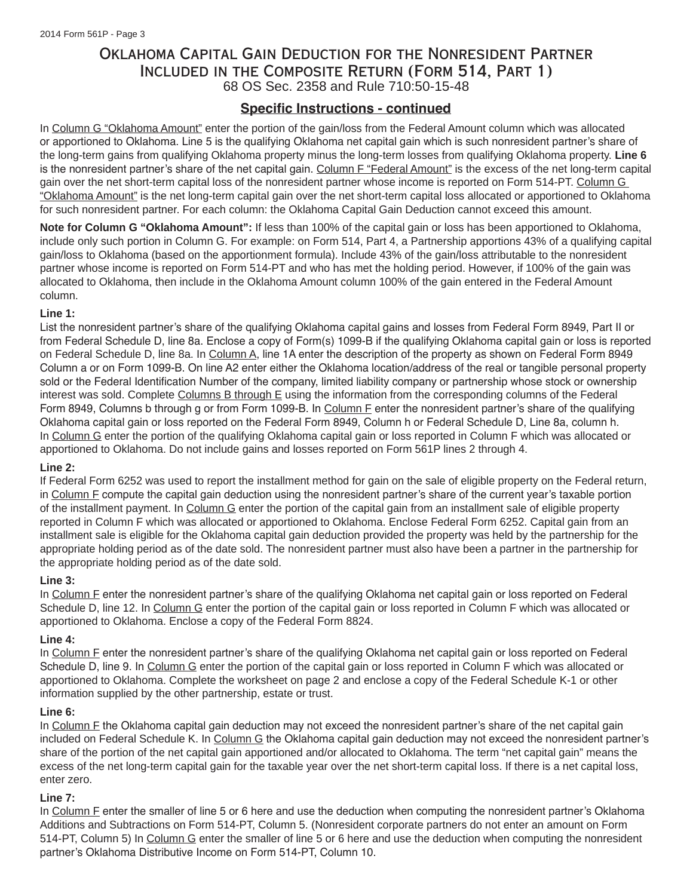# Oklahoma Capital Gain Deduction for the Nonresident Partner Included in the Composite Return (Form 514, Part 1)

68 OS Sec. 2358 and Rule 710:50-15-48

## Specific Instructions - continued

In Column G "Oklahoma Amount" enter the portion of the gain/loss from the Federal Amount column which was allocated or apportioned to Oklahoma. Line 5 is the qualifying Oklahoma net capital gain which is such nonresident partner's share of the long-term gains from qualifying Oklahoma property minus the long-term losses from qualifying Oklahoma property. **Line 6** is the nonresident partner's share of the net capital gain. Column F "Federal Amount" is the excess of the net long-term capital gain over the net short-term capital loss of the nonresident partner whose income is reported on Form 514-PT. Column G "Oklahoma Amount" is the net long-term capital gain over the net short-term capital loss allocated or apportioned to Oklahoma for such nonresident partner. For each column: the Oklahoma Capital Gain Deduction cannot exceed this amount.

**Note for Column G "Oklahoma Amount":** If less than 100% of the capital gain or loss has been apportioned to Oklahoma, include only such portion in Column G. For example: on Form 514, Part 4, a Partnership apportions 43% of a qualifying capital gain/loss to Oklahoma (based on the apportionment formula). Include 43% of the gain/loss attributable to the nonresident partner whose income is reported on Form 514-PT and who has met the holding period. However, if 100% of the gain was allocated to Oklahoma, then include in the Oklahoma Amount column 100% of the gain entered in the Federal Amount column.

**Line 1:**
List the nonresident partner's share of the qualifying Oklahoma capital gains and losses from Federal Form 8949, Part II or from Federal Schedule D, line 8a. Enclose a copy of Form(s) 1099-B if the qualifying Oklahoma capital gain or loss is reported on Federal Schedule D, line 8a. In Column A, line 1A enter the description of the property as shown on Federal Form 8949 Column a or on Form 1099-B. On line A2 enter either the Oklahoma location/address of the real or tangible personal property sold or the Federal Identification Number of the company, limited liability company or partnership whose stock or ownership interest was sold. Complete Columns B through E using the information from the corresponding columns of the Federal Form 8949, Columns b through g or from Form 1099-B. In Column F enter the nonresident partner's share of the qualifying Oklahoma capital gain or loss reported on the Federal Form 8949, Column h or Federal Schedule D, Line 8a, column h. In Column G enter the portion of the qualifying Oklahoma capital gain or loss reported in Column F which was allocated or apportioned to Oklahoma. Do not include gains and losses reported on Form 561P lines 2 through 4.

**Line 2:**
If Federal Form 6252 was used to report the installment method for gain on the sale of eligible property on the Federal return, in Column F compute the capital gain deduction using the nonresident partner's share of the current year's taxable portion of the installment payment. In Column G enter the portion of the capital gain from an installment sale of eligible property reported in Column F which was allocated or apportioned to Oklahoma. Enclose Federal Form 6252. Capital gain from an installment sale is eligible for the Oklahoma capital gain deduction provided the property was held by the partnership for the appropriate holding period as of the date sold. The nonresident partner must also have been a partner in the partnership for the appropriate holding period as of the date sold.

**Line 3:**
In Column F enter the nonresident partner's share of the qualifying Oklahoma net capital gain or loss reported on Federal Schedule D, line 12. In Column G enter the portion of the capital gain or loss reported in Column F which was allocated or apportioned to Oklahoma. Enclose a copy of the Federal Form 8824.

**Line 4:**
In Column F enter the nonresident partner's share of the qualifying Oklahoma net capital gain or loss reported on Federal Schedule D, line 9. In Column G enter the portion of the capital gain or loss reported in Column F which was allocated or apportioned to Oklahoma. Complete the worksheet on page 2 and enclose a copy of the Federal Schedule K-1 or other information supplied by the other partnership, estate or trust.

**Line 6:**
In Column F the Oklahoma capital gain deduction may not exceed the nonresident partner's share of the net capital gain included on Federal Schedule K. In Column G the Oklahoma capital gain deduction may not exceed the nonresident partner's share of the portion of the net capital gain apportioned and/or allocated to Oklahoma. The term "net capital gain" means the excess of the net long-term capital gain for the taxable year over the net short-term capital loss. If there is a net capital loss, enter zero.

**Line 7:**
In Column F enter the smaller of line 5 or 6 here and use the deduction when computing the nonresident partner's Oklahoma Additions and Subtractions on Form 514-PT, Column 5. (Nonresident corporate partners do not enter an amount on Form 514-PT, Column 5) In Column G enter the smaller of line 5 or 6 here and use the deduction when computing the nonresident partner's Oklahoma Distributive Income on Form 514-PT, Column 10.